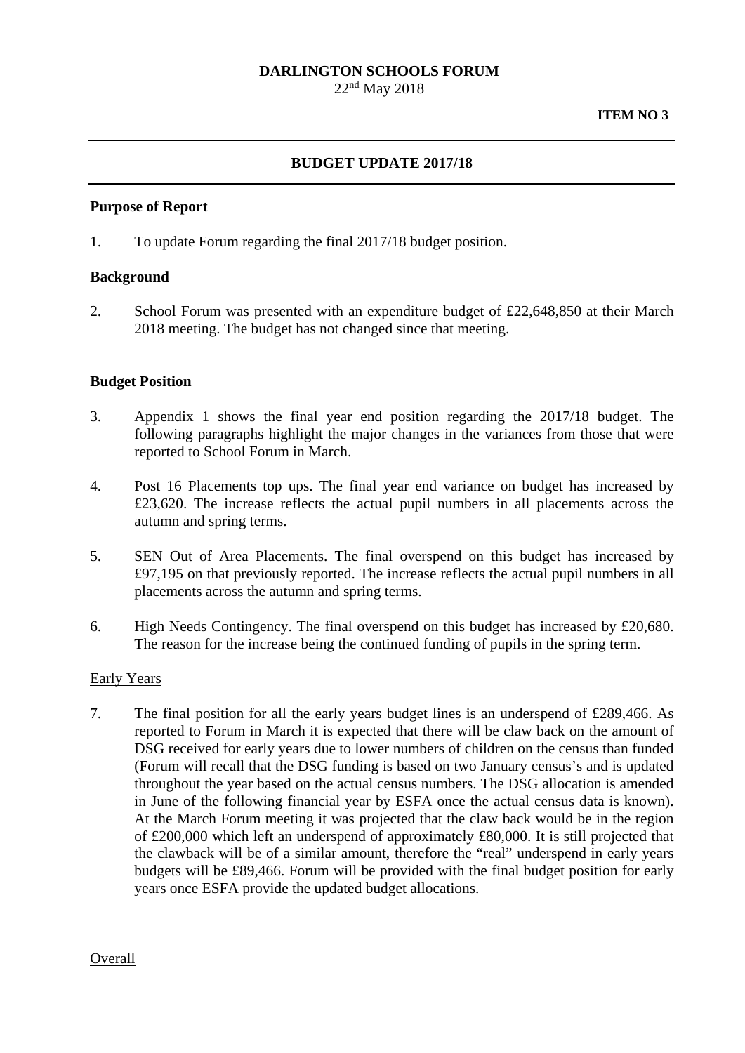**DARLINGTON SCHOOLS FORUM**
22nd May 2018

**ITEM NO 3**

---

## BUDGET UPDATE 2017/18

---

### Purpose of Report

1. To update Forum regarding the final 2017/18 budget position.

### Background

2. School Forum was presented with an expenditure budget of £22,648,850 at their March 2018 meeting. The budget has not changed since that meeting.

### Budget Position

3. Appendix 1 shows the final year end position regarding the 2017/18 budget. The following paragraphs highlight the major changes in the variances from those that were reported to School Forum in March.

4. Post 16 Placements top ups. The final year end variance on budget has increased by £23,620. The increase reflects the actual pupil numbers in all placements across the autumn and spring terms.

5. SEN Out of Area Placements. The final overspend on this budget has increased by £97,195 on that previously reported. The increase reflects the actual pupil numbers in all placements across the autumn and spring terms.

6. High Needs Contingency. The final overspend on this budget has increased by £20,680. The reason for the increase being the continued funding of pupils in the spring term.

Early Years

7. The final position for all the early years budget lines is an underspend of £289,466. As reported to Forum in March it is expected that there will be claw back on the amount of DSG received for early years due to lower numbers of children on the census than funded (Forum will recall that the DSG funding is based on two January census's and is updated throughout the year based on the actual census numbers. The DSG allocation is amended in June of the following financial year by ESFA once the actual census data is known). At the March Forum meeting it was projected that the claw back would be in the region of £200,000 which left an underspend of approximately £80,000. It is still projected that the clawback will be of a similar amount, therefore the "real" underspend in early years budgets will be £89,466. Forum will be provided with the final budget position for early years once ESFA provide the updated budget allocations.

Overall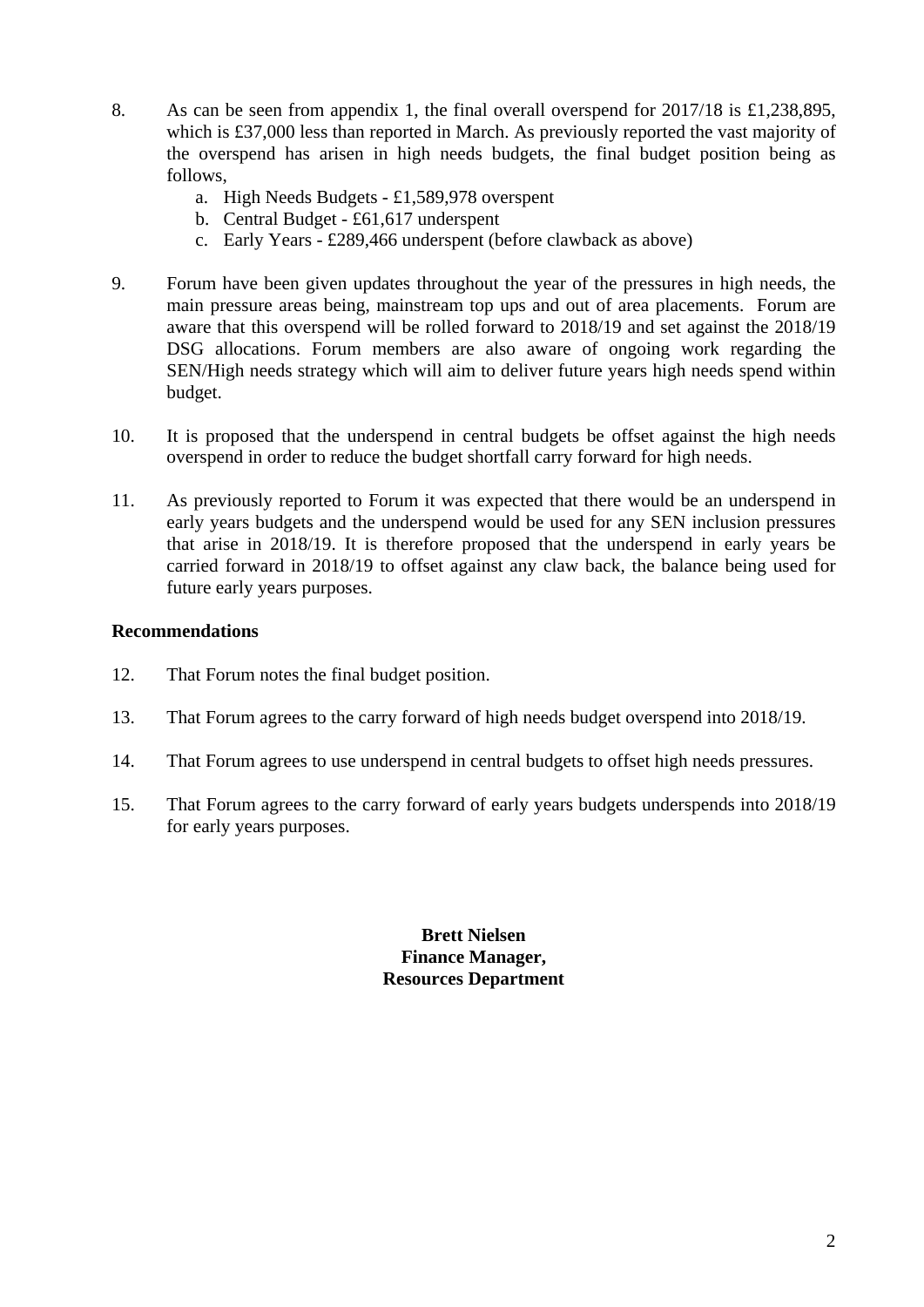8. As can be seen from appendix 1, the final overall overspend for 2017/18 is £1,238,895, which is £37,000 less than reported in March. As previously reported the vast majority of the overspend has arisen in high needs budgets, the final budget position being as follows,
    a. High Needs Budgets - £1,589,978 overspent
    b. Central Budget - £61,617 underspent
    c. Early Years - £289,466 underspent (before clawback as above)

9. Forum have been given updates throughout the year of the pressures in high needs, the main pressure areas being, mainstream top ups and out of area placements. Forum are aware that this overspend will be rolled forward to 2018/19 and set against the 2018/19 DSG allocations. Forum members are also aware of ongoing work regarding the SEN/High needs strategy which will aim to deliver future years high needs spend within budget.

10. It is proposed that the underspend in central budgets be offset against the high needs overspend in order to reduce the budget shortfall carry forward for high needs.

11. As previously reported to Forum it was expected that there would be an underspend in early years budgets and the underspend would be used for any SEN inclusion pressures that arise in 2018/19. It is therefore proposed that the underspend in early years be carried forward in 2018/19 to offset against any claw back, the balance being used for future early years purposes.

**Recommendations**

12. That Forum notes the final budget position.

13. That Forum agrees to the carry forward of high needs budget overspend into 2018/19.

14. That Forum agrees to use underspend in central budgets to offset high needs pressures.

15. That Forum agrees to the carry forward of early years budgets underspends into 2018/19 for early years purposes.

**Brett Nielsen**
**Finance Manager,**
**Resources Department**